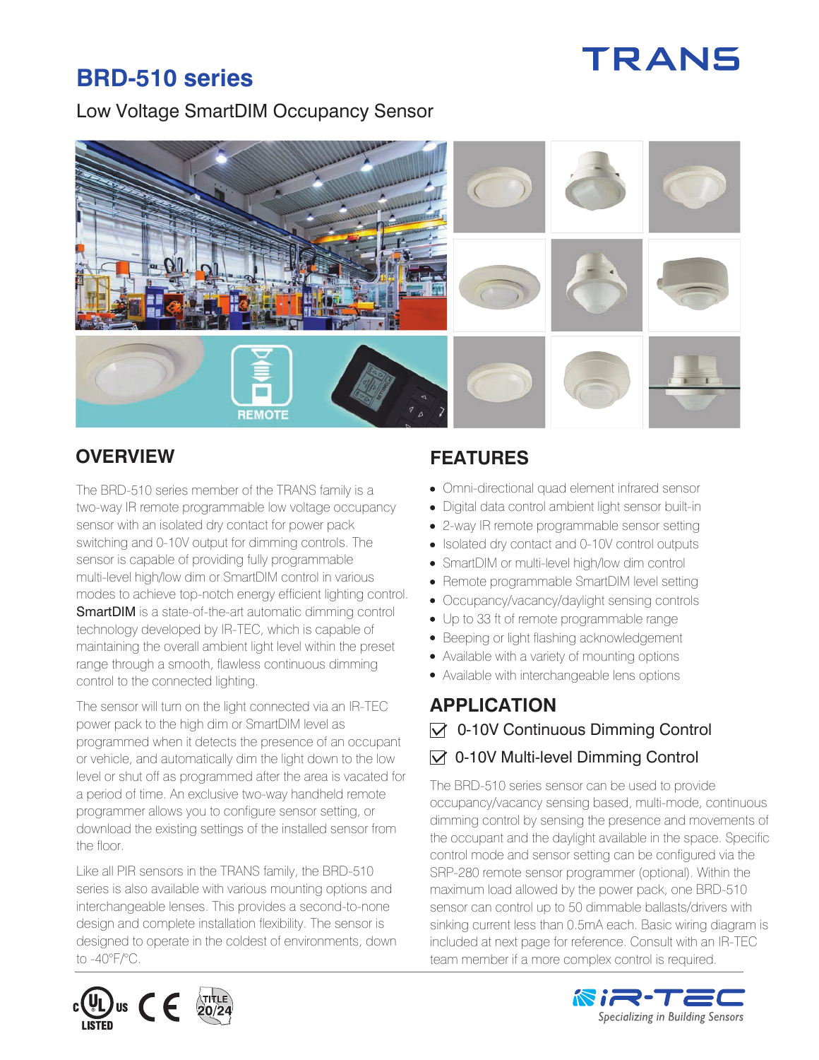# BRD-510 series

Low Voltage SmartDIM Occupancy Sensor

## OVERVIEW

The BRD-510 series member of the TRANS family is a two-way IR remote programmable low voltage occupancy sensor with an isolated dry contact for power pack switching and 0-10V output for dimming controls. The sensor is capable of providing fully programmable multi-level high/low dim or SmartDIM control in various modes to achieve top-notch energy efficient lighting control. SmartDIM is a state-of-the-art automatic dimming control technology developed by IR-TEC, which is capable of maintaining the overall ambient light level within the preset range through a smooth, flawless continuous dimming control to the connected lighting.

The sensor will turn on the light connected via an IR-TEC power pack to the high dim or SmartDIM level as programmed when it detects the presence of an occupant or vehicle, and automatically dim the light down to the low level or shut off as programmed after the area is vacated for a period of time. An exclusive two-way handheld remote programmer allows you to configure sensor setting, or download the existing settings of the installed sensor from the floor.

Like all PIR sensors in the TRANS family, the BRD-510 series is also available with various mounting options and interchangeable lenses. This provides a second-to-none design and complete installation flexibility. The sensor is designed to operate in the coldest of environments, down to -40°F/°C.

## FEATURES

- Omni-directional quad element infrared sensor
- Digital data control ambient light sensor built-in
- 2-way IR remote programmable sensor setting
- Isolated dry contact and 0-10V control outputs
- SmartDIM or multi-level high/low dim control
- Remote programmable SmartDIM level setting
- Occupancy/vacancy/daylight sensing controls
- Up to 33 ft of remote programmable range
- Beeping or light flashing acknowledgement
- Available with a variety of mounting options
- Available with interchangeable lens options

## APPLICATION

☑ 0-10V Continuous Dimming Control

☑ 0-10V Multi-level Dimming Control

The BRD-510 series sensor can be used to provide occupancy/vacancy sensing based, multi-mode, continuous dimming control by sensing the presence and movements of the occupant and the daylight available in the space. Specific control mode and sensor setting can be configured via the SRP-280 remote sensor programmer (optional). Within the maximum load allowed by the power pack, one BRD-510 sensor can control up to 50 dimmable ballasts/drivers with sinking current less than 0.5mA each. Basic wiring diagram is included at next page for reference. Consult with an IR-TEC team member if a more complex control is required.

iR-TEC Specializing in Building Sensors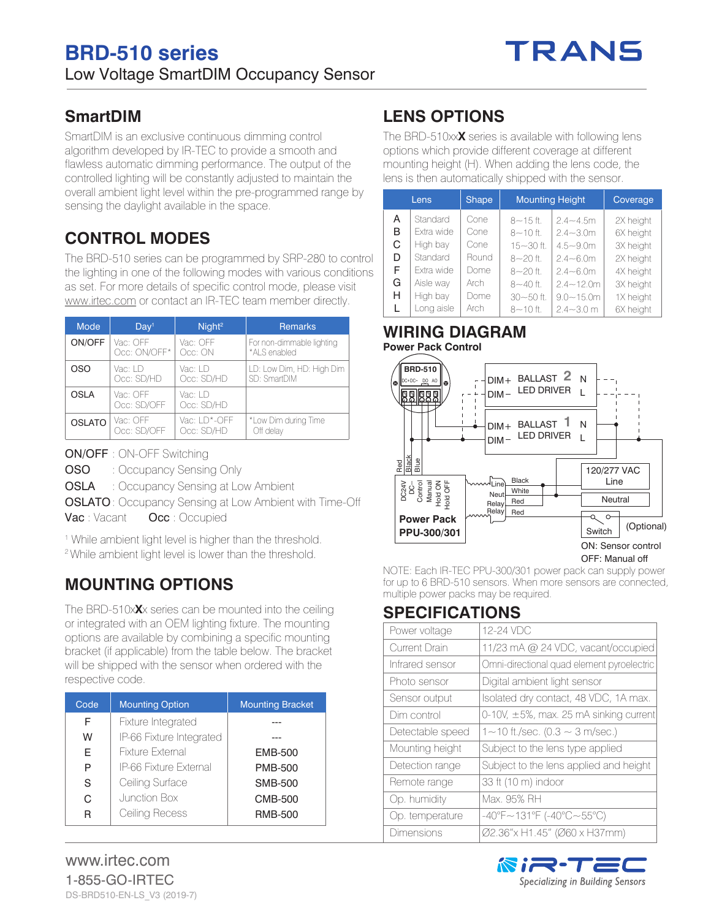# BRD-510 series

Low Voltage SmartDIM Occupancy Sensor

TRANS

## SmartDIM

SmartDIM is an exclusive continuous dimming control algorithm developed by IR-TEC to provide a smooth and flawless automatic dimming performance. The output of the controlled lighting will be constantly adjusted to maintain the overall ambient light level within the pre-programmed range by sensing the daylight available in the space.

## CONTROL MODES

The BRD-510 series can be programmed by SRP-280 to control the lighting in one of the following modes with various conditions as set. For more details of specific control mode, please visit www.irtec.com or contact an IR-TEC team member directly.

| Mode | Day[1] | Night[2] | Remarks |
|---|---|---|---|
| ON/OFF | Vac: OFF<br>Occ: ON/OFF* | Vac: OFF<br>Occ: ON | For non-dimmable lighting<br>*ALS enabled |
| OSO | Vac: LD<br>Occ: SD/HD | Vac: LD<br>Occ: SD/HD | LD: Low Dim, HD: High Dim<br>SD: SmartDIM |
| OSLA | Vac: OFF<br>Occ: SD/OFF | Vac: LD<br>Occ: SD/HD | |
| OSLATO | Vac: OFF<br>Occ: SD/OFF | Vac: LD*-OFF<br>Occ: SD/HD | *Low Dim during Time Off delay |

**ON/OFF** : ON-OFF Switching
**OSO** : Occupancy Sensing Only
**OSLA** : Occupancy Sensing at Low Ambient
**OSLATO** : Occupancy Sensing at Low Ambient with Time-Off
**Vac** : Vacant **Occ** : Occupied

[1] While ambient light level is higher than the threshold.
[2] While ambient light level is lower than the threshold.

## MOUNTING OPTIONS

The BRD-510x**X**x series can be mounted into the ceiling or integrated with an OEM lighting fixture. The mounting options are available by combining a specific mounting bracket (if applicable) from the table below. The bracket will be shipped with the sensor when ordered with the respective code.

| Code | Mounting Option | Mounting Bracket |
|---|---|---|
| F | Fixture Integrated | --- |
| W | IP-66 Fixture Integrated | --- |
| E | Fixture External | EMB-500 |
| P | IP-66 Fixture External | PMB-500 |
| S | Ceiling Surface | SMB-500 |
| C | Junction Box | CMB-500 |
| R | Ceiling Recess | RMB-500 |

## LENS OPTIONS

The BRD-510xx**X** series is available with following lens options which provide different coverage at different mounting height (H). When adding the lens code, the lens is then automatically shipped with the sensor.

| Lens | | Shape | Mounting Height | | Coverage |
|---|---|---|---|---|---|
| A | Standard | Cone | 8~15 ft. | 2.4~4.5m | 2X height |
| B | Extra wide | Cone | 8~10 ft. | 2.4~3.0m | 6X height |
| C | High bay | Cone | 15~30 ft. | 4.5~9.0m | 3X height |
| D | Standard | Round | 8~20 ft. | 2.4~6.0m | 2X height |
| F | Extra wide | Dome | 8~20 ft. | 2.4~6.0m | 4X height |
| G | Aisle way | Arch | 8~40 ft. | 2.4~12.0m | 3X height |
| H | High bay | Dome | 30~50 ft. | 9.0~15.0m | 1X height |
| L | Long aisle | Arch | 8~10 ft. | 2.4~3.0 m | 6X height |

## WIRING DIAGRAM

**Power Pack Control**

BRD-510
DC+ DC- DO AO
Red Black Blue
DIM+ DIM− BALLAST 2 LED DRIVER N L
DIM+ DIM− BALLAST 1 LED DRIVER N L
DC24V DC- Control Manual Hold ON Hold OFF
Line Neut Relay Relay
Black White Red Red
Power Pack PPU-300/301
120/277 VAC Line
Neutral
Switch (Optional)
ON: Sensor control
OFF: Manual off

NOTE: Each IR-TEC PPU-300/301 power pack can supply power for up to 6 BRD-510 sensors. When more sensors are connected, multiple power packs may be required.

## SPECIFICATIONS

| | |
|---|---|
| Power voltage | 12-24 VDC |
| Current Drain | 11/23 mA @ 24 VDC, vacant/occupied |
| Infrared sensor | Omni-directional quad element pyroelectric |
| Photo sensor | Digital ambient light sensor |
| Sensor output | Isolated dry contact, 48 VDC, 1A max. |
| Dim control | 0-10V, ±5%, max. 25 mA sinking current |
| Detectable speed | 1~10 ft./sec. (0.3 ~ 3 m/sec.) |
| Mounting height | Subject to the lens type applied |
| Detection range | Subject to the lens applied and height |
| Remote range | 33 ft (10 m) indoor |
| Op. humidity | Max. 95% RH |
| Op. temperature | -40°F~131°F (-40°C~55°C) |
| Dimensions | Ø2.36"x H1.45" (Ø60 x H37mm) |

www.irtec.com
1-855-GO-IRTEC
DS-BRD510-EN-LS_V3 (2019-7)

IR-TEC Specializing in Building Sensors